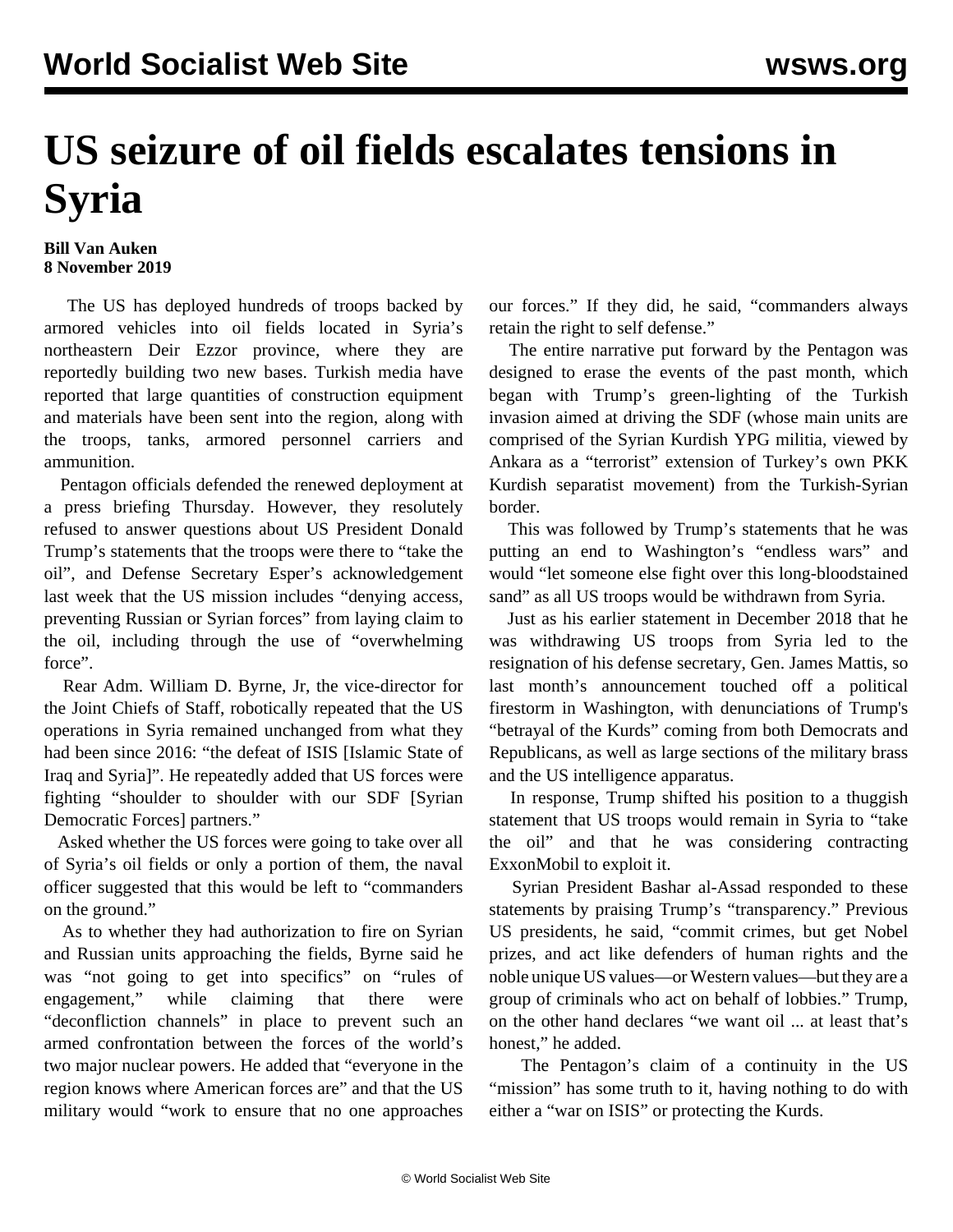# US seizure of oil fields escalates tensions in Syria

**Bill Van Auken**
**8 November 2019**

The US has deployed hundreds of troops backed by armored vehicles into oil fields located in Syria's northeastern Deir Ezzor province, where they are reportedly building two new bases. Turkish media have reported that large quantities of construction equipment and materials have been sent into the region, along with the troops, tanks, armored personnel carriers and ammunition.

Pentagon officials defended the renewed deployment at a press briefing Thursday. However, they resolutely refused to answer questions about US President Donald Trump's statements that the troops were there to "take the oil", and Defense Secretary Esper's acknowledgement last week that the US mission includes "denying access, preventing Russian or Syrian forces" from laying claim to the oil, including through the use of "overwhelming force".

Rear Adm. William D. Byrne, Jr, the vice-director for the Joint Chiefs of Staff, robotically repeated that the US operations in Syria remained unchanged from what they had been since 2016: "the defeat of ISIS [Islamic State of Iraq and Syria]". He repeatedly added that US forces were fighting "shoulder to shoulder with our SDF [Syrian Democratic Forces] partners."

Asked whether the US forces were going to take over all of Syria's oil fields or only a portion of them, the naval officer suggested that this would be left to "commanders on the ground."

As to whether they had authorization to fire on Syrian and Russian units approaching the fields, Byrne said he was "not going to get into specifics" on "rules of engagement," while claiming that there were "deconfliction channels" in place to prevent such an armed confrontation between the forces of the world's two major nuclear powers. He added that "everyone in the region knows where American forces are" and that the US military would "work to ensure that no one approaches our forces." If they did, he said, "commanders always retain the right to self defense."

The entire narrative put forward by the Pentagon was designed to erase the events of the past month, which began with Trump's green-lighting of the Turkish invasion aimed at driving the SDF (whose main units are comprised of the Syrian Kurdish YPG militia, viewed by Ankara as a "terrorist" extension of Turkey's own PKK Kurdish separatist movement) from the Turkish-Syrian border.

This was followed by Trump's statements that he was putting an end to Washington's "endless wars" and would "let someone else fight over this long-bloodstained sand" as all US troops would be withdrawn from Syria.

Just as his earlier statement in December 2018 that he was withdrawing US troops from Syria led to the resignation of his defense secretary, Gen. James Mattis, so last month's announcement touched off a political firestorm in Washington, with denunciations of Trump's "betrayal of the Kurds" coming from both Democrats and Republicans, as well as large sections of the military brass and the US intelligence apparatus.

In response, Trump shifted his position to a thuggish statement that US troops would remain in Syria to "take the oil" and that he was considering contracting ExxonMobil to exploit it.

Syrian President Bashar al-Assad responded to these statements by praising Trump's "transparency." Previous US presidents, he said, "commit crimes, but get Nobel prizes, and act like defenders of human rights and the noble unique US values—or Western values—but they are a group of criminals who act on behalf of lobbies." Trump, on the other hand declares "we want oil ... at least that's honest," he added.

The Pentagon's claim of a continuity in the US "mission" has some truth to it, having nothing to do with either a "war on ISIS" or protecting the Kurds.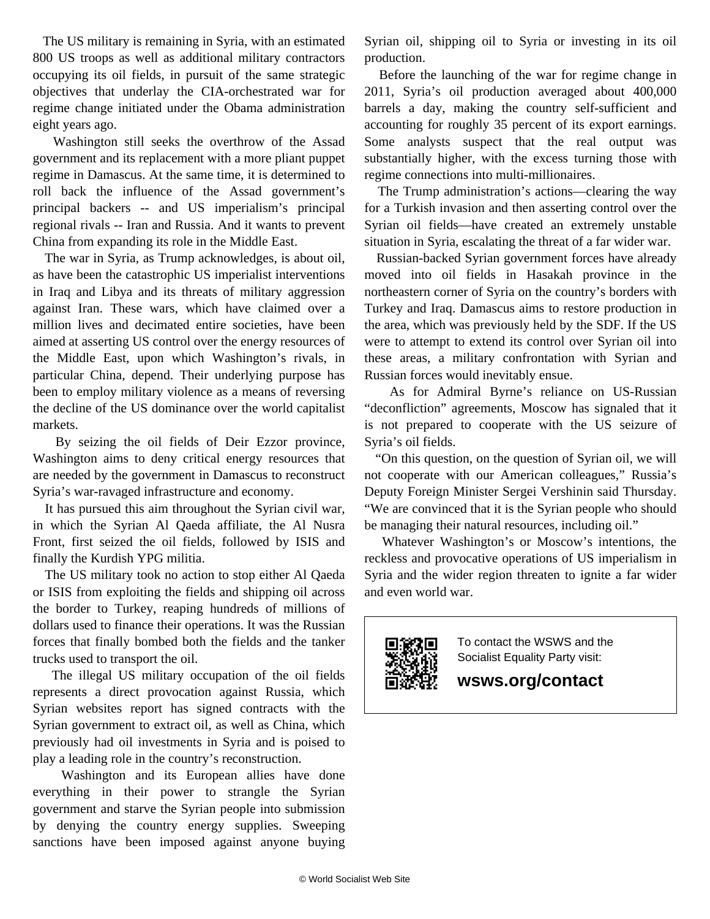The US military is remaining in Syria, with an estimated 800 US troops as well as additional military contractors occupying its oil fields, in pursuit of the same strategic objectives that underlay the CIA-orchestrated war for regime change initiated under the Obama administration eight years ago.

Washington still seeks the overthrow of the Assad government and its replacement with a more pliant puppet regime in Damascus. At the same time, it is determined to roll back the influence of the Assad government's principal backers -- and US imperialism's principal regional rivals -- Iran and Russia. And it wants to prevent China from expanding its role in the Middle East.

The war in Syria, as Trump acknowledges, is about oil, as have been the catastrophic US imperialist interventions in Iraq and Libya and its threats of military aggression against Iran. These wars, which have claimed over a million lives and decimated entire societies, have been aimed at asserting US control over the energy resources of the Middle East, upon which Washington's rivals, in particular China, depend. Their underlying purpose has been to employ military violence as a means of reversing the decline of the US dominance over the world capitalist markets.

By seizing the oil fields of Deir Ezzor province, Washington aims to deny critical energy resources that are needed by the government in Damascus to reconstruct Syria's war-ravaged infrastructure and economy.

It has pursued this aim throughout the Syrian civil war, in which the Syrian Al Qaeda affiliate, the Al Nusra Front, first seized the oil fields, followed by ISIS and finally the Kurdish YPG militia.

The US military took no action to stop either Al Qaeda or ISIS from exploiting the fields and shipping oil across the border to Turkey, reaping hundreds of millions of dollars used to finance their operations. It was the Russian forces that finally bombed both the fields and the tanker trucks used to transport the oil.

The illegal US military occupation of the oil fields represents a direct provocation against Russia, which Syrian websites report has signed contracts with the Syrian government to extract oil, as well as China, which previously had oil investments in Syria and is poised to play a leading role in the country's reconstruction.

Washington and its European allies have done everything in their power to strangle the Syrian government and starve the Syrian people into submission by denying the country energy supplies. Sweeping sanctions have been imposed against anyone buying Syrian oil, shipping oil to Syria or investing in its oil production.

Before the launching of the war for regime change in 2011, Syria's oil production averaged about 400,000 barrels a day, making the country self-sufficient and accounting for roughly 35 percent of its export earnings. Some analysts suspect that the real output was substantially higher, with the excess turning those with regime connections into multi-millionaires.

The Trump administration's actions—clearing the way for a Turkish invasion and then asserting control over the Syrian oil fields—have created an extremely unstable situation in Syria, escalating the threat of a far wider war.

Russian-backed Syrian government forces have already moved into oil fields in Hasakah province in the northeastern corner of Syria on the country's borders with Turkey and Iraq. Damascus aims to restore production in the area, which was previously held by the SDF. If the US were to attempt to extend its control over Syrian oil into these areas, a military confrontation with Syrian and Russian forces would inevitably ensue.

As for Admiral Byrne's reliance on US-Russian "deconfliction" agreements, Moscow has signaled that it is not prepared to cooperate with the US seizure of Syria's oil fields.

"On this question, on the question of Syrian oil, we will not cooperate with our American colleagues," Russia's Deputy Foreign Minister Sergei Vershinin said Thursday. "We are convinced that it is the Syrian people who should be managing their natural resources, including oil."

Whatever Washington's or Moscow's intentions, the reckless and provocative operations of US imperialism in Syria and the wider region threaten to ignite a far wider and even world war.

To contact the WSWS and the Socialist Equality Party visit:

**wsws.org/contact**